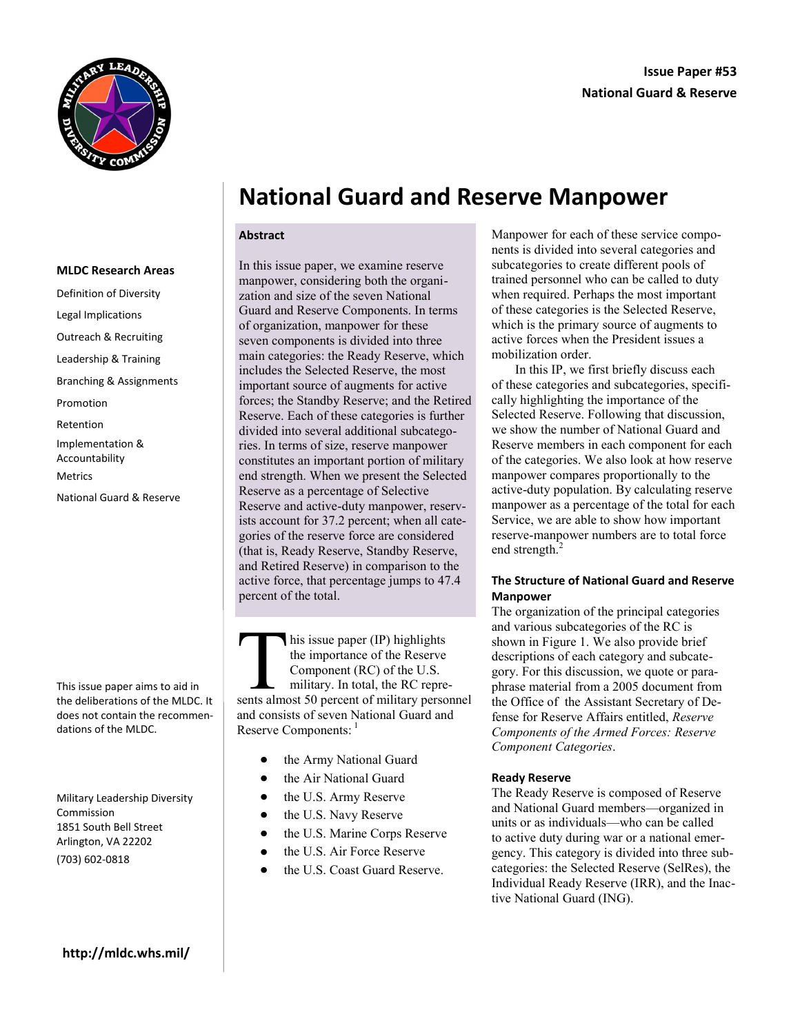**Issue Paper #53**
**National Guard & Reserve**

# National Guard and Reserve Manpower

**MLDC Research Areas**

Definition of Diversity

Legal Implications

Outreach & Recruiting

Leadership & Training

Branching & Assignments

Promotion

Retention

Implementation & Accountability

Metrics

National Guard & Reserve

This issue paper aims to aid in the deliberations of the MLDC. It does not contain the recommendations of the MLDC.

Military Leadership Diversity Commission
1851 South Bell Street
Arlington, VA 22202
(703) 602-0818

**http://mldc.whs.mil/**

### Abstract

In this issue paper, we examine reserve manpower, considering both the organization and size of the seven National Guard and Reserve Components. In terms of organization, manpower for these seven components is divided into three main categories: the Ready Reserve, which includes the Selected Reserve, the most important source of augments for active forces; the Standby Reserve; and the Retired Reserve. Each of these categories is further divided into several additional subcategories. In terms of size, reserve manpower constitutes an important portion of military end strength. When we present the Selected Reserve as a percentage of Selective Reserve and active-duty manpower, reservists account for 37.2 percent; when all categories of the reserve force are considered (that is, Ready Reserve, Standby Reserve, and Retired Reserve) in comparison to the active force, that percentage jumps to 47.4 percent of the total.

This issue paper (IP) highlights the importance of the Reserve Component (RC) of the U.S. military. In total, the RC represents almost 50 percent of military personnel and consists of seven National Guard and Reserve Components: [1]

- the Army National Guard
- the Air National Guard
- the U.S. Army Reserve
- the U.S. Navy Reserve
- the U.S. Marine Corps Reserve
- the U.S. Air Force Reserve
- the U.S. Coast Guard Reserve.

Manpower for each of these service components is divided into several categories and subcategories to create different pools of trained personnel who can be called to duty when required. Perhaps the most important of these categories is the Selected Reserve, which is the primary source of augments to active forces when the President issues a mobilization order.

In this IP, we first briefly discuss each of these categories and subcategories, specifically highlighting the importance of the Selected Reserve. Following that discussion, we show the number of National Guard and Reserve members in each component for each of the categories. We also look at how reserve manpower compares proportionally to the active-duty population. By calculating reserve manpower as a percentage of the total for each Service, we are able to show how important reserve-manpower numbers are to total force end strength.[2]

### The Structure of National Guard and Reserve Manpower

The organization of the principal categories and various subcategories of the RC is shown in Figure 1. We also provide brief descriptions of each category and subcategory. For this discussion, we quote or paraphrase material from a 2005 document from the Office of the Assistant Secretary of Defense for Reserve Affairs entitled, *Reserve Components of the Armed Forces: Reserve Component Categories*.

#### Ready Reserve

The Ready Reserve is composed of Reserve and National Guard members—organized in units or as individuals—who can be called to active duty during war or a national emergency. This category is divided into three subcategories: the Selected Reserve (SelRes), the Individual Ready Reserve (IRR), and the Inactive National Guard (ING).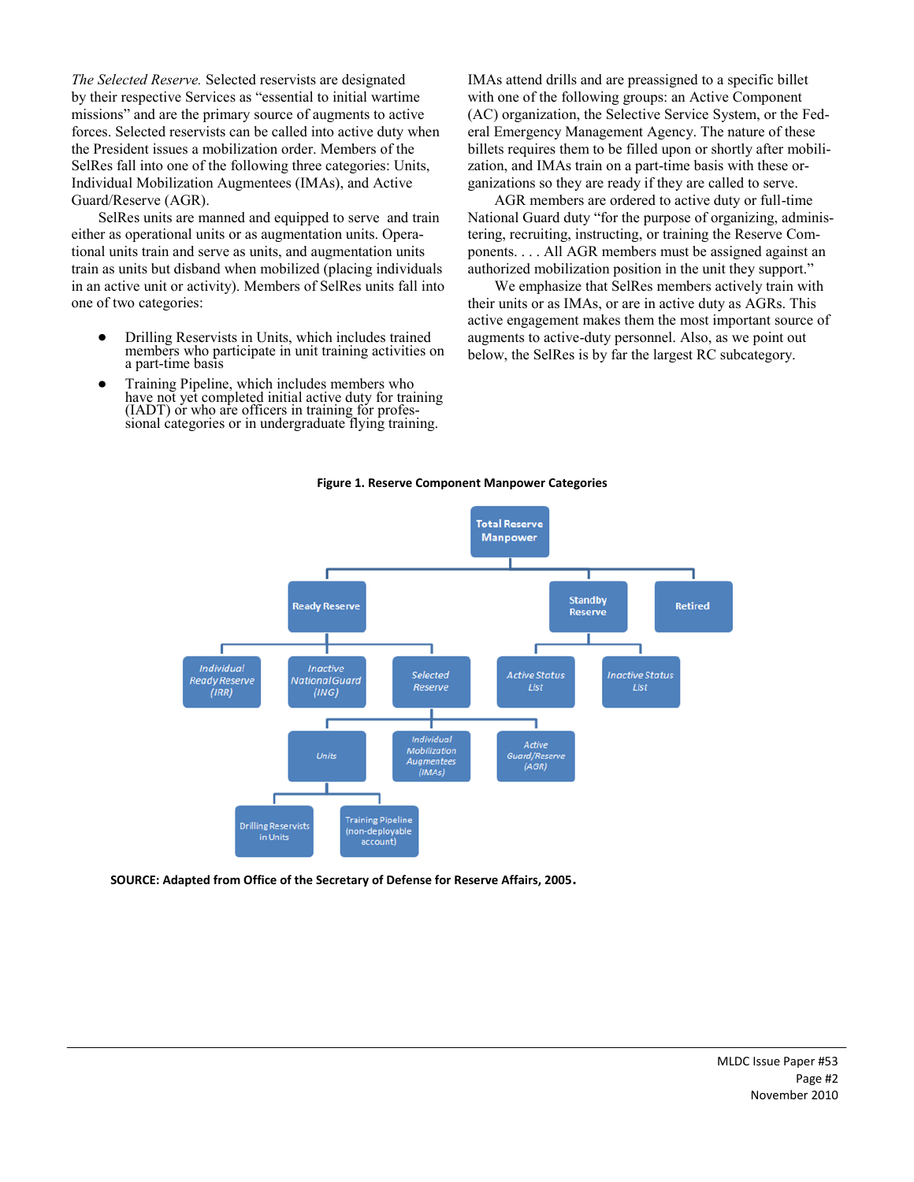*The Selected Reserve.* Selected reservists are designated by their respective Services as "essential to initial wartime missions" and are the primary source of augments to active forces. Selected reservists can be called into active duty when the President issues a mobilization order. Members of the SelRes fall into one of the following three categories: Units, Individual Mobilization Augmentees (IMAs), and Active Guard/Reserve (AGR).

SelRes units are manned and equipped to serve and train either as operational units or as augmentation units. Operational units train and serve as units, and augmentation units train as units but disband when mobilized (placing individuals in an active unit or activity). Members of SelRes units fall into one of two categories:

- Drilling Reservists in Units, which includes trained members who participate in unit training activities on a part-time basis
- Training Pipeline, which includes members who have not yet completed initial active duty for training (IADT) or who are officers in training for professional categories or in undergraduate flying training.

IMAs attend drills and are preassigned to a specific billet with one of the following groups: an Active Component (AC) organization, the Selective Service System, or the Federal Emergency Management Agency. The nature of these billets requires them to be filled upon or shortly after mobilization, and IMAs train on a part-time basis with these organizations so they are ready if they are called to serve.

AGR members are ordered to active duty or full-time National Guard duty "for the purpose of organizing, administering, recruiting, instructing, or training the Reserve Components. . . . All AGR members must be assigned against an authorized mobilization position in the unit they support."

We emphasize that SelRes members actively train with their units or as IMAs, or are in active duty as AGRs. This active engagement makes them the most important source of augments to active-duty personnel. Also, as we point out below, the SelRes is by far the largest RC subcategory.

**Figure 1. Reserve Component Manpower Categories**

- Total Reserve Manpower
  - Ready Reserve
    - Individual Ready Reserve (IRR)
    - Inactive National Guard (ING)
    - Selected Reserve
      - Units
        - Drilling Reservists in Units
        - Training Pipeline (non-deployable account)
      - Individual Mobilization Augmentees (IMAs)
      - Active Guard/Reserve (AGR)
  - Standby Reserve
    - Active Status List
    - Inactive Status List
  - Retired

**SOURCE: Adapted from Office of the Secretary of Defense for Reserve Affairs, 2005.**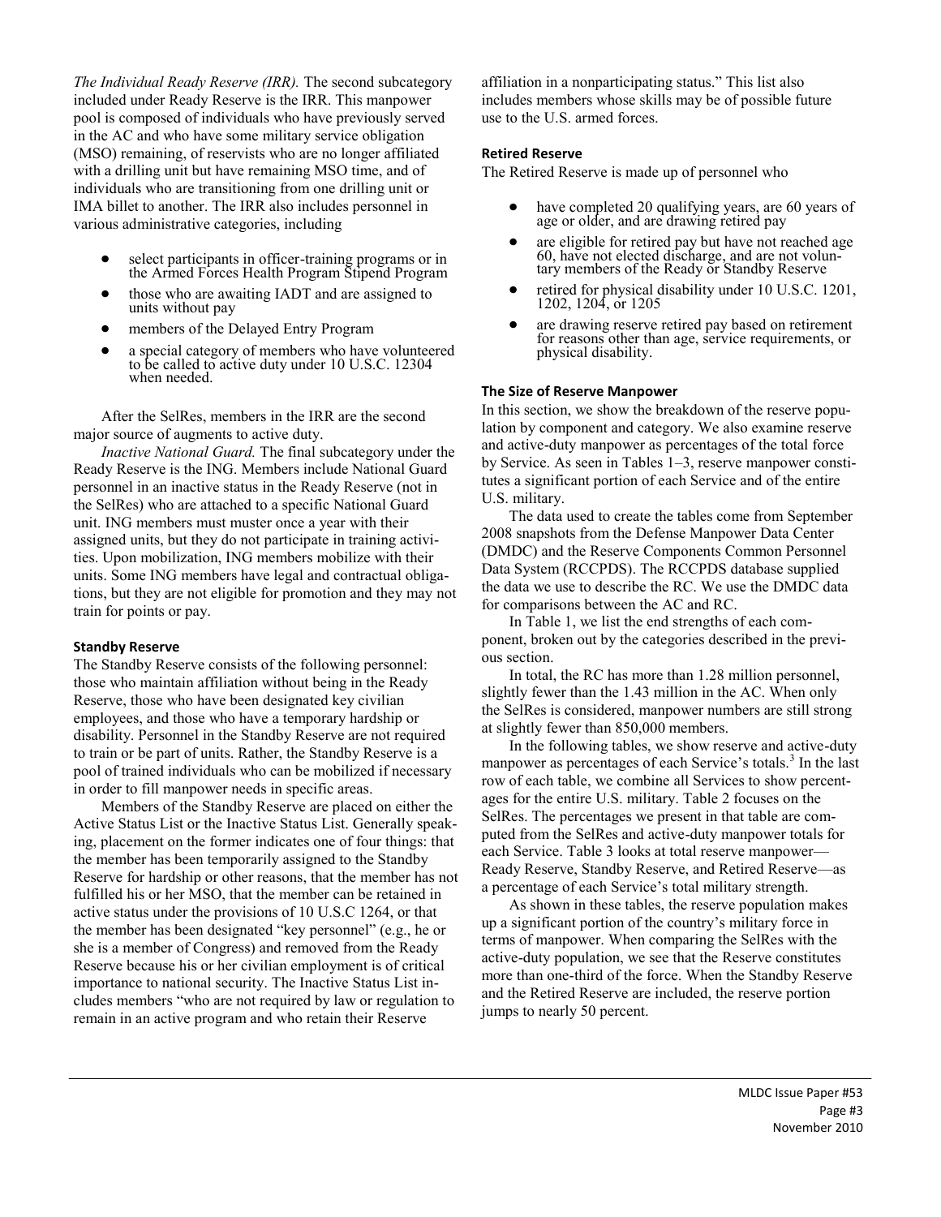*The Individual Ready Reserve (IRR).* The second subcategory included under Ready Reserve is the IRR. This manpower pool is composed of individuals who have previously served in the AC and who have some military service obligation (MSO) remaining, of reservists who are no longer affiliated with a drilling unit but have remaining MSO time, and of individuals who are transitioning from one drilling unit or IMA billet to another. The IRR also includes personnel in various administrative categories, including

- select participants in officer-training programs or in the Armed Forces Health Program Stipend Program
- those who are awaiting IADT and are assigned to units without pay
- members of the Delayed Entry Program
- a special category of members who have volunteered to be called to active duty under 10 U.S.C. 12304 when needed.

After the SelRes, members in the IRR are the second major source of augments to active duty.

*Inactive National Guard.* The final subcategory under the Ready Reserve is the ING. Members include National Guard personnel in an inactive status in the Ready Reserve (not in the SelRes) who are attached to a specific National Guard unit. ING members must muster once a year with their assigned units, but they do not participate in training activities. Upon mobilization, ING members mobilize with their units. Some ING members have legal and contractual obligations, but they are not eligible for promotion and they may not train for points or pay.

### Standby Reserve

The Standby Reserve consists of the following personnel: those who maintain affiliation without being in the Ready Reserve, those who have been designated key civilian employees, and those who have a temporary hardship or disability. Personnel in the Standby Reserve are not required to train or be part of units. Rather, the Standby Reserve is a pool of trained individuals who can be mobilized if necessary in order to fill manpower needs in specific areas.

Members of the Standby Reserve are placed on either the Active Status List or the Inactive Status List. Generally speaking, placement on the former indicates one of four things: that the member has been temporarily assigned to the Standby Reserve for hardship or other reasons, that the member has not fulfilled his or her MSO, that the member can be retained in active status under the provisions of 10 U.S.C 1264, or that the member has been designated "key personnel" (e.g., he or she is a member of Congress) and removed from the Ready Reserve because his or her civilian employment is of critical importance to national security. The Inactive Status List includes members "who are not required by law or regulation to remain in an active program and who retain their Reserve affiliation in a nonparticipating status." This list also includes members whose skills may be of possible future use to the U.S. armed forces.

### Retired Reserve

The Retired Reserve is made up of personnel who

- have completed 20 qualifying years, are 60 years of age or older, and are drawing retired pay
- are eligible for retired pay but have not reached age 60, have not elected discharge, and are not voluntary members of the Ready or Standby Reserve
- retired for physical disability under 10 U.S.C. 1201, 1202, 1204, or 1205
- are drawing reserve retired pay based on retirement for reasons other than age, service requirements, or physical disability.

### The Size of Reserve Manpower

In this section, we show the breakdown of the reserve population by component and category. We also examine reserve and active-duty manpower as percentages of the total force by Service. As seen in Tables 1–3, reserve manpower constitutes a significant portion of each Service and of the entire U.S. military.

The data used to create the tables come from September 2008 snapshots from the Defense Manpower Data Center (DMDC) and the Reserve Components Common Personnel Data System (RCCPDS). The RCCPDS database supplied the data we use to describe the RC. We use the DMDC data for comparisons between the AC and RC.

In Table 1, we list the end strengths of each component, broken out by the categories described in the previous section.

In total, the RC has more than 1.28 million personnel, slightly fewer than the 1.43 million in the AC. When only the SelRes is considered, manpower numbers are still strong at slightly fewer than 850,000 members.

In the following tables, we show reserve and active-duty manpower as percentages of each Service's totals.[3] In the last row of each table, we combine all Services to show percentages for the entire U.S. military. Table 2 focuses on the SelRes. The percentages we present in that table are computed from the SelRes and active-duty manpower totals for each Service. Table 3 looks at total reserve manpower—Ready Reserve, Standby Reserve, and Retired Reserve—as a percentage of each Service's total military strength.

As shown in these tables, the reserve population makes up a significant portion of the country's military force in terms of manpower. When comparing the SelRes with the active-duty population, we see that the Reserve constitutes more than one-third of the force. When the Standby Reserve and the Retired Reserve are included, the reserve portion jumps to nearly 50 percent.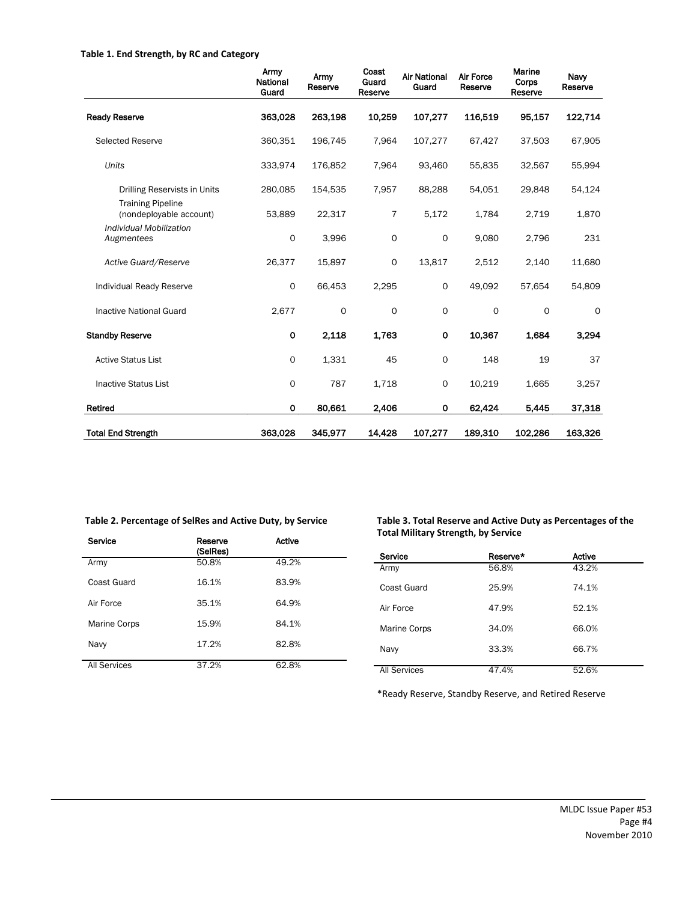**Table 1. End Strength, by RC and Category**

| | Army National Guard | Army Reserve | Coast Guard Reserve | Air National Guard | Air Force Reserve | Marine Corps Reserve | Navy Reserve |
|---|---|---|---|---|---|---|---|
| **Ready Reserve** | **363,028** | **263,198** | **10,259** | **107,277** | **116,519** | **95,157** | **122,714** |
| Selected Reserve | 360,351 | 196,745 | 7,964 | 107,277 | 67,427 | 37,503 | 67,905 |
| *Units* | 333,974 | 176,852 | 7,964 | 93,460 | 55,835 | 32,567 | 55,994 |
| Drilling Reservists in Units | 280,085 | 154,535 | 7,957 | 88,288 | 54,051 | 29,848 | 54,124 |
| Training Pipeline (nondeployable account) | 53,889 | 22,317 | 7 | 5,172 | 1,784 | 2,719 | 1,870 |
| *Individual Mobilization Augmentees* | 0 | 3,996 | 0 | 0 | 9,080 | 2,796 | 231 |
| *Active Guard/Reserve* | 26,377 | 15,897 | 0 | 13,817 | 2,512 | 2,140 | 11,680 |
| Individual Ready Reserve | 0 | 66,453 | 2,295 | 0 | 49,092 | 57,654 | 54,809 |
| Inactive National Guard | 2,677 | 0 | 0 | 0 | 0 | 0 | 0 |
| **Standby Reserve** | **0** | **2,118** | **1,763** | **0** | **10,367** | **1,684** | **3,294** |
| Active Status List | 0 | 1,331 | 45 | 0 | 148 | 19 | 37 |
| Inactive Status List | 0 | 787 | 1,718 | 0 | 10,219 | 1,665 | 3,257 |
| **Retired** | **0** | **80,661** | **2,406** | **0** | **62,424** | **5,445** | **37,318** |
| **Total End Strength** | **363,028** | **345,977** | **14,428** | **107,277** | **189,310** | **102,286** | **163,326** |

**Table 2. Percentage of SelRes and Active Duty, by Service**

| Service | Reserve (SelRes) | Active |
|---|---|---|
| Army | 50.8% | 49.2% |
| Coast Guard | 16.1% | 83.9% |
| Air Force | 35.1% | 64.9% |
| Marine Corps | 15.9% | 84.1% |
| Navy | 17.2% | 82.8% |
| All Services | 37.2% | 62.8% |

**Table 3. Total Reserve and Active Duty as Percentages of the Total Military Strength, by Service**

| Service | Reserve* | Active |
|---|---|---|
| Army | 56.8% | 43.2% |
| Coast Guard | 25.9% | 74.1% |
| Air Force | 47.9% | 52.1% |
| Marine Corps | 34.0% | 66.0% |
| Navy | 33.3% | 66.7% |
| All Services | 47.4% | 52.6% |

*Ready Reserve, Standby Reserve, and Retired Reserve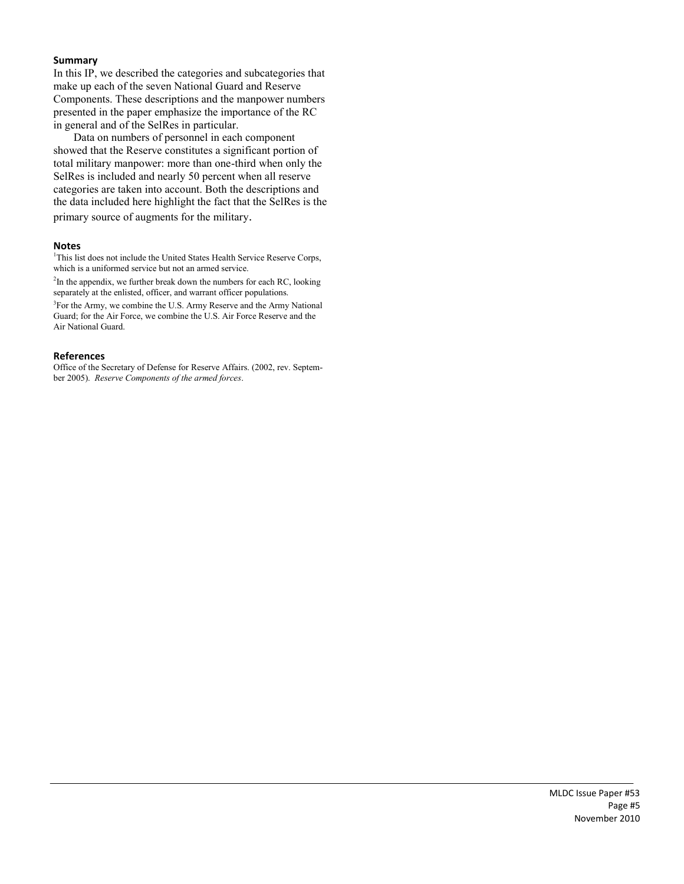## Summary

In this IP, we described the categories and subcategories that make up each of the seven National Guard and Reserve Components. These descriptions and the manpower numbers presented in the paper emphasize the importance of the RC in general and of the SelRes in particular.

Data on numbers of personnel in each component showed that the Reserve constitutes a significant portion of total military manpower: more than one-third when only the SelRes is included and nearly 50 percent when all reserve categories are taken into account. Both the descriptions and the data included here highlight the fact that the SelRes is the primary source of augments for the military.

## Notes

[1]This list does not include the United States Health Service Reserve Corps, which is a uniformed service but not an armed service.

[2]In the appendix, we further break down the numbers for each RC, looking separately at the enlisted, officer, and warrant officer populations.

[3]For the Army, we combine the U.S. Army Reserve and the Army National Guard; for the Air Force, we combine the U.S. Air Force Reserve and the Air National Guard.

## References

Office of the Secretary of Defense for Reserve Affairs. (2002, rev. September 2005). *Reserve Components of the armed forces*.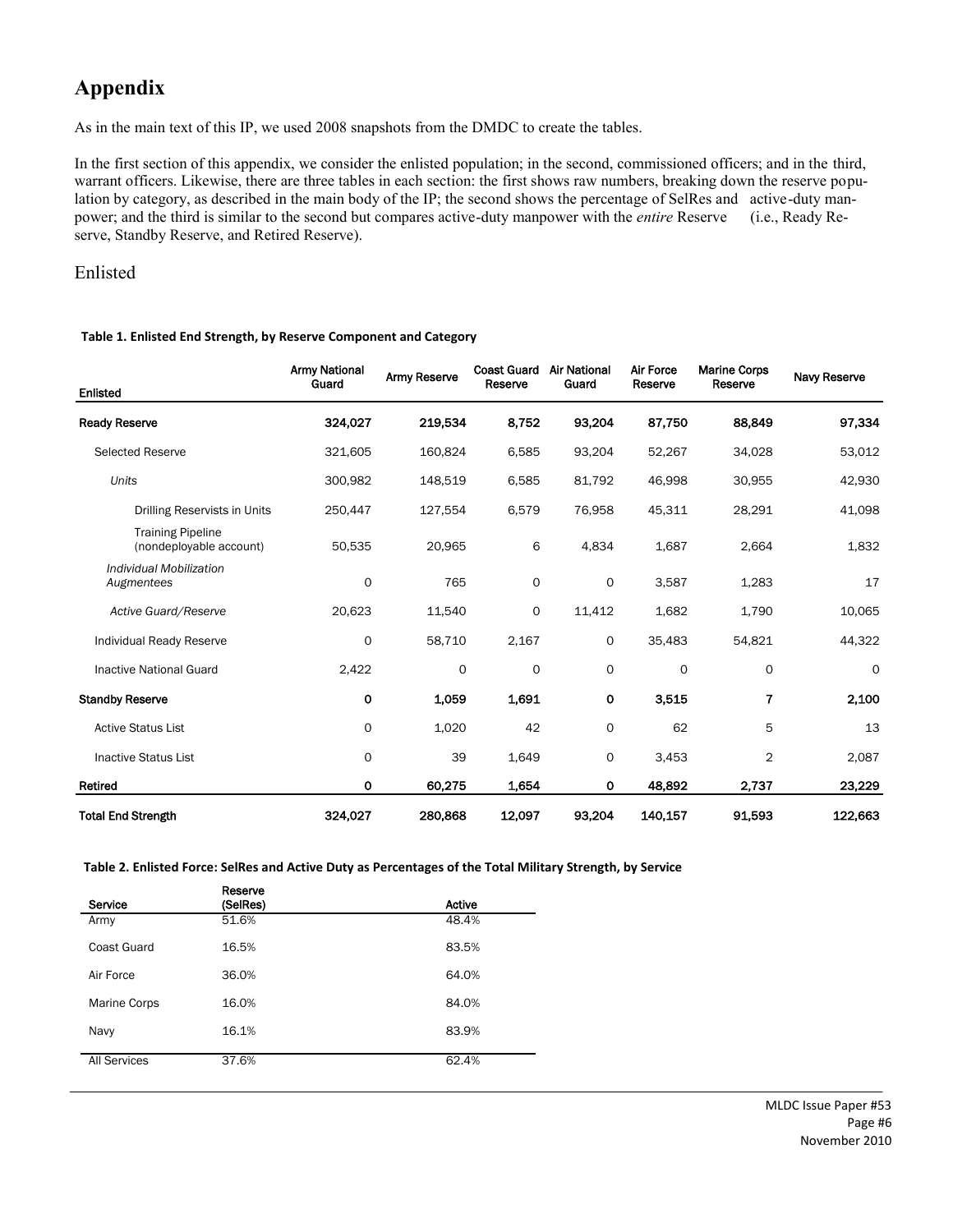# Appendix

As in the main text of this IP, we used 2008 snapshots from the DMDC to create the tables.

In the first section of this appendix, we consider the enlisted population; in the second, commissioned officers; and in the third, warrant officers. Likewise, there are three tables in each section: the first shows raw numbers, breaking down the reserve population by category, as described in the main body of the IP; the second shows the percentage of SelRes and active-duty manpower; and the third is similar to the second but compares active-duty manpower with the *entire* Reserve (i.e., Ready Reserve, Standby Reserve, and Retired Reserve).

## Enlisted

**Table 1. Enlisted End Strength, by Reserve Component and Category**

| Enlisted | Army National Guard | Army Reserve | Coast Guard Reserve | Air National Guard | Air Force Reserve | Marine Corps Reserve | Navy Reserve |
|---|---|---|---|---|---|---|---|
| **Ready Reserve** | **324,027** | **219,534** | **8,752** | **93,204** | **87,750** | **88,849** | **97,334** |
| Selected Reserve | 321,605 | 160,824 | 6,585 | 93,204 | 52,267 | 34,028 | 53,012 |
| *Units* | 300,982 | 148,519 | 6,585 | 81,792 | 46,998 | 30,955 | 42,930 |
| Drilling Reservists in Units | 250,447 | 127,554 | 6,579 | 76,958 | 45,311 | 28,291 | 41,098 |
| Training Pipeline (nondeployable account) | 50,535 | 20,965 | 6 | 4,834 | 1,687 | 2,664 | 1,832 |
| *Individual Mobilization Augmentees* | 0 | 765 | 0 | 0 | 3,587 | 1,283 | 17 |
| *Active Guard/Reserve* | 20,623 | 11,540 | 0 | 11,412 | 1,682 | 1,790 | 10,065 |
| Individual Ready Reserve | 0 | 58,710 | 2,167 | 0 | 35,483 | 54,821 | 44,322 |
| Inactive National Guard | 2,422 | 0 | 0 | 0 | 0 | 0 | 0 |
| **Standby Reserve** | **0** | **1,059** | **1,691** | **0** | **3,515** | **7** | **2,100** |
| Active Status List | 0 | 1,020 | 42 | 0 | 62 | 5 | 13 |
| Inactive Status List | 0 | 39 | 1,649 | 0 | 3,453 | 2 | 2,087 |
| **Retired** | **0** | **60,275** | **1,654** | **0** | **48,892** | **2,737** | **23,229** |
| **Total End Strength** | **324,027** | **280,868** | **12,097** | **93,204** | **140,157** | **91,593** | **122,663** |

**Table 2. Enlisted Force: SelRes and Active Duty as Percentages of the Total Military Strength, by Service**

| Service | Reserve (SelRes) | Active |
|---|---|---|
| Army | 51.6% | 48.4% |
| Coast Guard | 16.5% | 83.5% |
| Air Force | 36.0% | 64.0% |
| Marine Corps | 16.0% | 84.0% |
| Navy | 16.1% | 83.9% |
| All Services | 37.6% | 62.4% |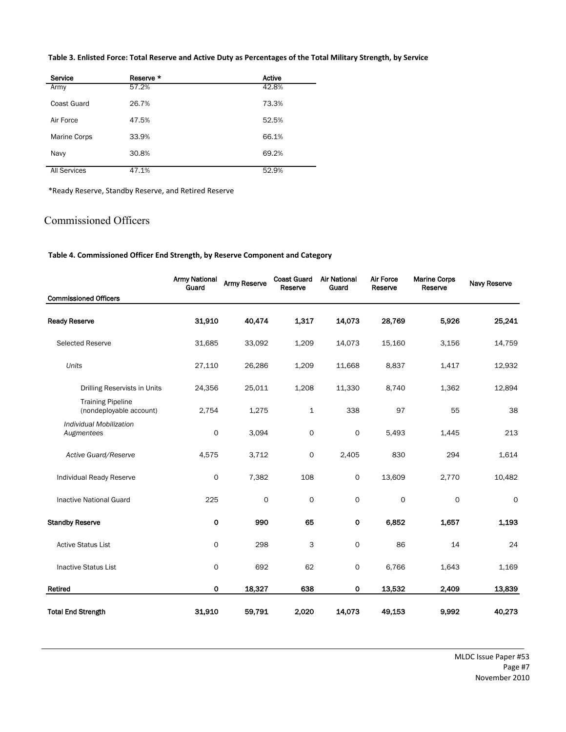**Table 3. Enlisted Force: Total Reserve and Active Duty as Percentages of the Total Military Strength, by Service**

| Service | Reserve * | Active |
|---|---|---|
| Army | 57.2% | 42.8% |
| Coast Guard | 26.7% | 73.3% |
| Air Force | 47.5% | 52.5% |
| Marine Corps | 33.9% | 66.1% |
| Navy | 30.8% | 69.2% |
| All Services | 47.1% | 52.9% |

*Ready Reserve, Standby Reserve, and Retired Reserve

## Commissioned Officers

**Table 4. Commissioned Officer End Strength, by Reserve Component and Category**

| Commissioned Officers | Army National Guard | Army Reserve | Coast Guard Reserve | Air National Guard | Air Force Reserve | Marine Corps Reserve | Navy Reserve |
|---|---|---|---|---|---|---|---|
| **Ready Reserve** | **31,910** | **40,474** | **1,317** | **14,073** | **28,769** | **5,926** | **25,241** |
| Selected Reserve | 31,685 | 33,092 | 1,209 | 14,073 | 15,160 | 3,156 | 14,759 |
| *Units* | 27,110 | 26,286 | 1,209 | 11,668 | 8,837 | 1,417 | 12,932 |
| Drilling Reservists in Units | 24,356 | 25,011 | 1,208 | 11,330 | 8,740 | 1,362 | 12,894 |
| Training Pipeline (nondeployable account) | 2,754 | 1,275 | 1 | 338 | 97 | 55 | 38 |
| *Individual Mobilization Augmentees* | 0 | 3,094 | 0 | 0 | 5,493 | 1,445 | 213 |
| *Active Guard/Reserve* | 4,575 | 3,712 | 0 | 2,405 | 830 | 294 | 1,614 |
| Individual Ready Reserve | 0 | 7,382 | 108 | 0 | 13,609 | 2,770 | 10,482 |
| Inactive National Guard | 225 | 0 | 0 | 0 | 0 | 0 | 0 |
| **Standby Reserve** | **0** | **990** | **65** | **0** | **6,852** | **1,657** | **1,193** |
| Active Status List | 0 | 298 | 3 | 0 | 86 | 14 | 24 |
| Inactive Status List | 0 | 692 | 62 | 0 | 6,766 | 1,643 | 1,169 |
| **Retired** | **0** | **18,327** | **638** | **0** | **13,532** | **2,409** | **13,839** |
| **Total End Strength** | **31,910** | **59,791** | **2,020** | **14,073** | **49,153** | **9,992** | **40,273** |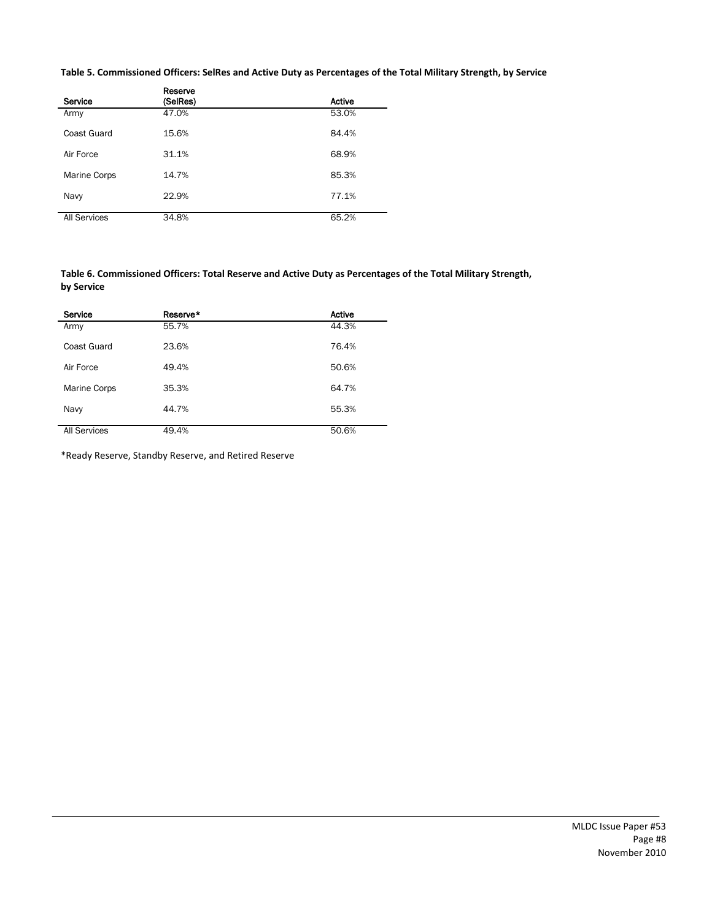**Table 5. Commissioned Officers: SelRes and Active Duty as Percentages of the Total Military Strength, by Service**

| Service | Reserve (SelRes) | Active |
|---|---|---|
| Army | 47.0% | 53.0% |
| Coast Guard | 15.6% | 84.4% |
| Air Force | 31.1% | 68.9% |
| Marine Corps | 14.7% | 85.3% |
| Navy | 22.9% | 77.1% |
| All Services | 34.8% | 65.2% |

**Table 6. Commissioned Officers: Total Reserve and Active Duty as Percentages of the Total Military Strength, by Service**

| Service | Reserve* | Active |
|---|---|---|
| Army | 55.7% | 44.3% |
| Coast Guard | 23.6% | 76.4% |
| Air Force | 49.4% | 50.6% |
| Marine Corps | 35.3% | 64.7% |
| Navy | 44.7% | 55.3% |
| All Services | 49.4% | 50.6% |

*Ready Reserve, Standby Reserve, and Retired Reserve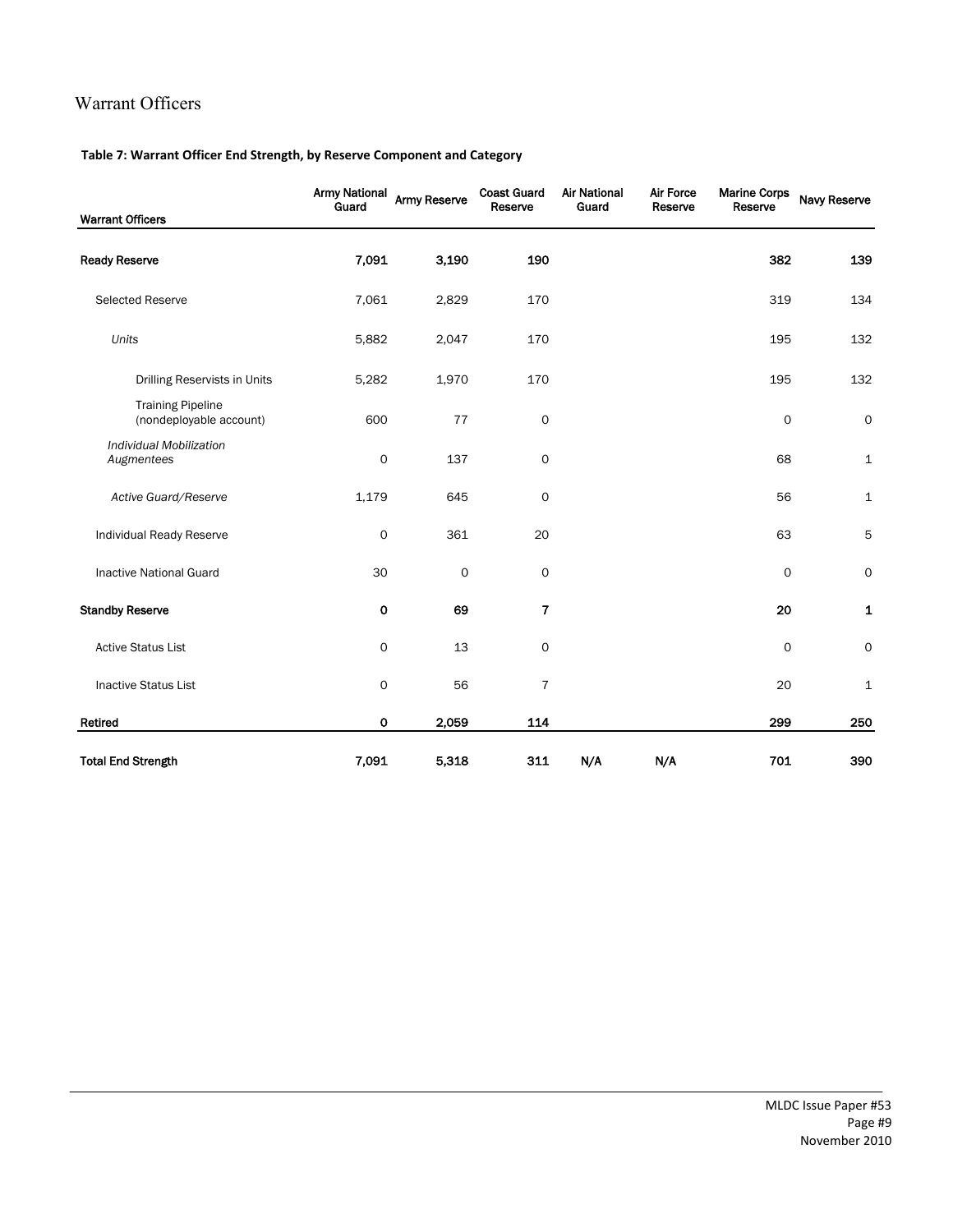## Warrant Officers

**Table 7: Warrant Officer End Strength, by Reserve Component and Category**

| Warrant Officers | Army National Guard | Army Reserve | Coast Guard Reserve | Air National Guard | Air Force Reserve | Marine Corps Reserve | Navy Reserve |
|---|---|---|---|---|---|---|---|
| **Ready Reserve** | **7,091** | **3,190** | **190** | | | **382** | **139** |
| Selected Reserve | 7,061 | 2,829 | 170 | | | 319 | 134 |
| *Units* | 5,882 | 2,047 | 170 | | | 195 | 132 |
| Drilling Reservists in Units | 5,282 | 1,970 | 170 | | | 195 | 132 |
| Training Pipeline (nondeployable account) | 600 | 77 | 0 | | | 0 | 0 |
| *Individual Mobilization Augmentees* | 0 | 137 | 0 | | | 68 | 1 |
| *Active Guard/Reserve* | 1,179 | 645 | 0 | | | 56 | 1 |
| Individual Ready Reserve | 0 | 361 | 20 | | | 63 | 5 |
| Inactive National Guard | 30 | 0 | 0 | | | 0 | 0 |
| **Standby Reserve** | **0** | **69** | **7** | | | **20** | **1** |
| Active Status List | 0 | 13 | 0 | | | 0 | 0 |
| Inactive Status List | 0 | 56 | 7 | | | 20 | 1 |
| **Retired** | **0** | **2,059** | **114** | | | **299** | **250** |
| **Total End Strength** | **7,091** | **5,318** | **311** | **N/A** | **N/A** | **701** | **390** |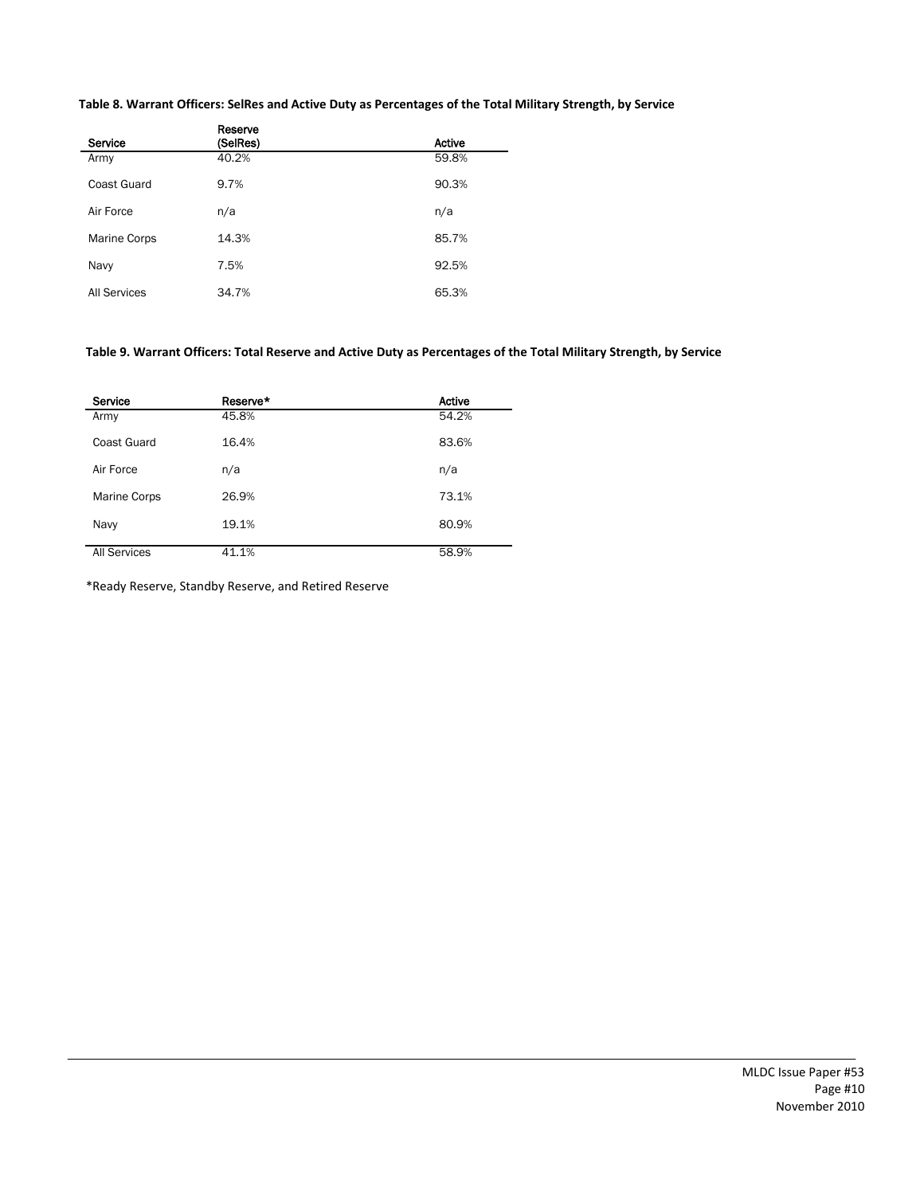**Table 8. Warrant Officers: SelRes and Active Duty as Percentages of the Total Military Strength, by Service**

| Service | Reserve (SelRes) | Active |
|---|---|---|
| Army | 40.2% | 59.8% |
| Coast Guard | 9.7% | 90.3% |
| Air Force | n/a | n/a |
| Marine Corps | 14.3% | 85.7% |
| Navy | 7.5% | 92.5% |
| All Services | 34.7% | 65.3% |

**Table 9. Warrant Officers: Total Reserve and Active Duty as Percentages of the Total Military Strength, by Service**

| Service | Reserve* | Active |
|---|---|---|
| Army | 45.8% | 54.2% |
| Coast Guard | 16.4% | 83.6% |
| Air Force | n/a | n/a |
| Marine Corps | 26.9% | 73.1% |
| Navy | 19.1% | 80.9% |
| All Services | 41.1% | 58.9% |

*Ready Reserve, Standby Reserve, and Retired Reserve